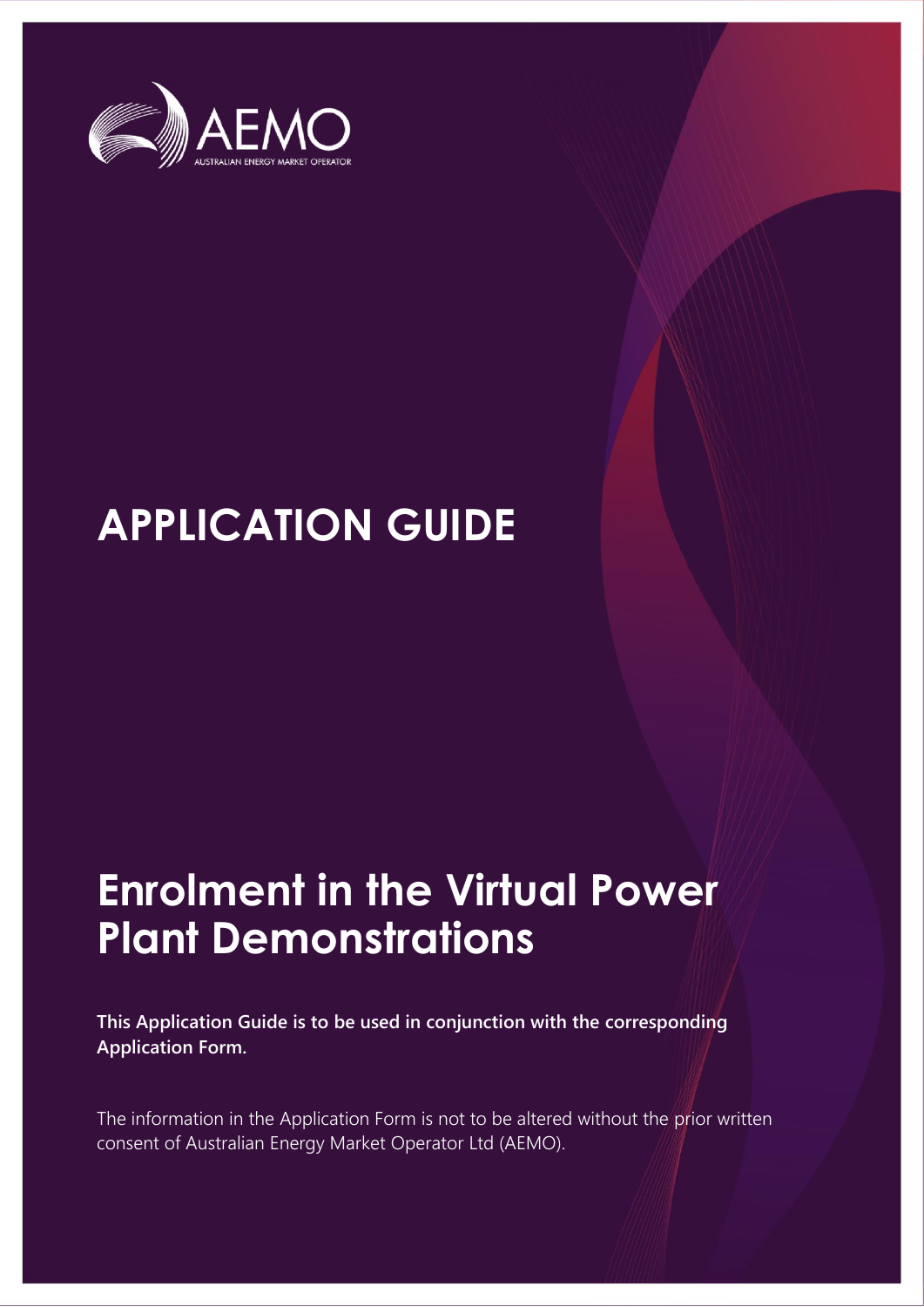AEMO

AUSTRALIAN ENERGY MARKET OPERATOR

# APPLICATION GUIDE

# Enrolment in the Virtual Power Plant Demonstrations

**This Application Guide is to be used in conjunction with the corresponding Application Form.**

The information in the Application Form is not to be altered without the prior written consent of Australian Energy Market Operator Ltd (AEMO).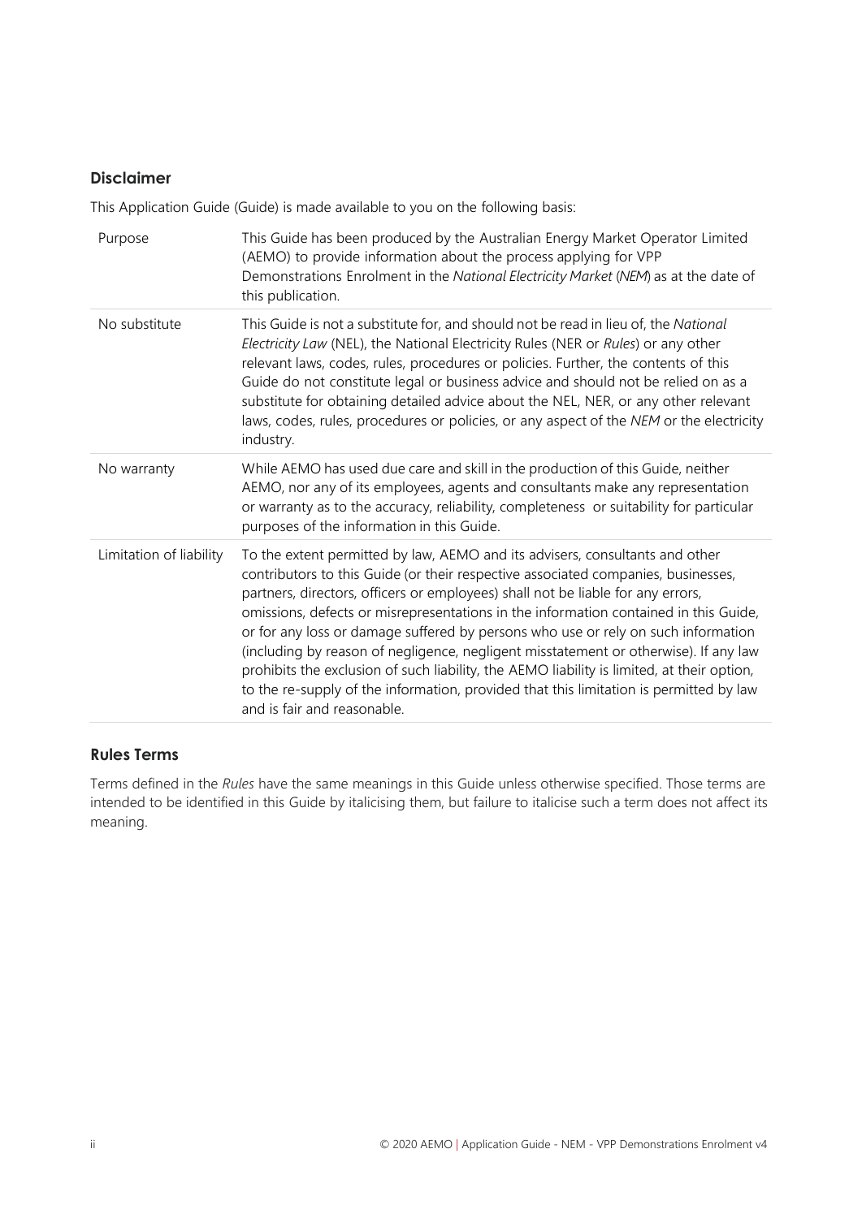## Disclaimer

This Application Guide (Guide) is made available to you on the following basis:

| | |
|---|---|
| Purpose | This Guide has been produced by the Australian Energy Market Operator Limited (AEMO) to provide information about the process applying for VPP Demonstrations Enrolment in the *National Electricity Market* (*NEM*) as at the date of this publication. |
| No substitute | This Guide is not a substitute for, and should not be read in lieu of, the *National Electricity Law* (NEL), the National Electricity Rules (NER or *Rules*) or any other relevant laws, codes, rules, procedures or policies. Further, the contents of this Guide do not constitute legal or business advice and should not be relied on as a substitute for obtaining detailed advice about the NEL, NER, or any other relevant laws, codes, rules, procedures or policies, or any aspect of the *NEM* or the electricity industry. |
| No warranty | While AEMO has used due care and skill in the production of this Guide, neither AEMO, nor any of its employees, agents and consultants make any representation or warranty as to the accuracy, reliability, completeness or suitability for particular purposes of the information in this Guide. |
| Limitation of liability | To the extent permitted by law, AEMO and its advisers, consultants and other contributors to this Guide (or their respective associated companies, businesses, partners, directors, officers or employees) shall not be liable for any errors, omissions, defects or misrepresentations in the information contained in this Guide, or for any loss or damage suffered by persons who use or rely on such information (including by reason of negligence, negligent misstatement or otherwise). If any law prohibits the exclusion of such liability, the AEMO liability is limited, at their option, to the re-supply of the information, provided that this limitation is permitted by law and is fair and reasonable. |

## Rules Terms

Terms defined in the *Rules* have the same meanings in this Guide unless otherwise specified. Those terms are intended to be identified in this Guide by italicising them, but failure to italicise such a term does not affect its meaning.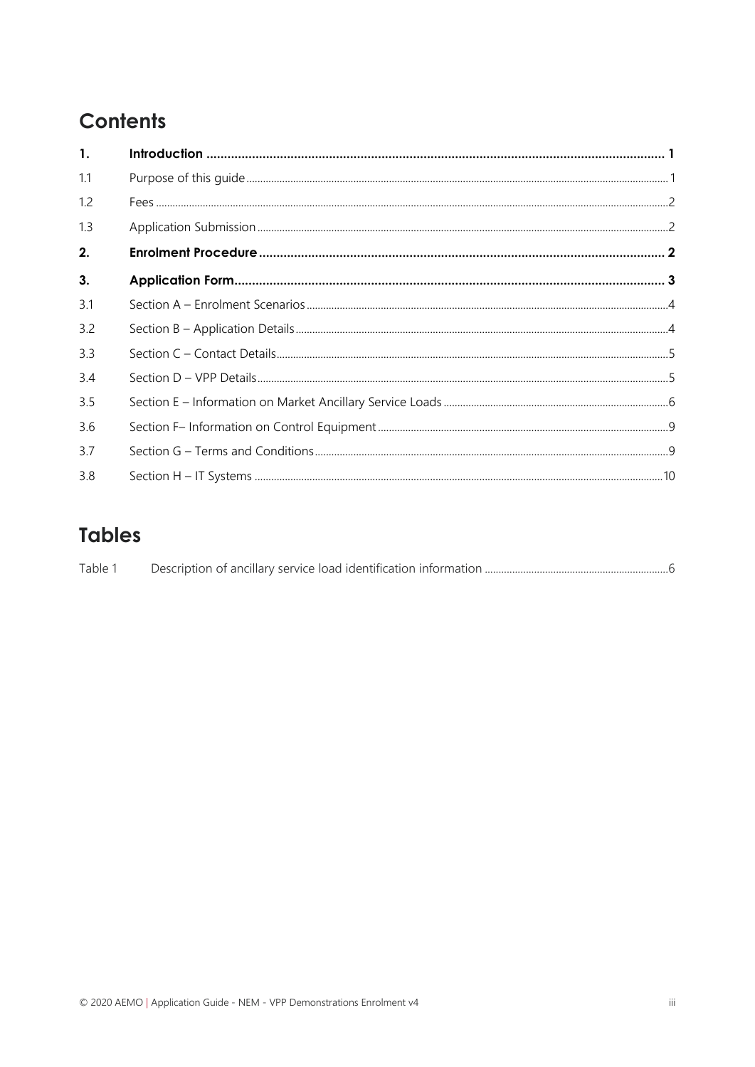# Contents

| | | |
|---|---|---|
| **1.** | **Introduction** | **1** |
| 1.1 | Purpose of this guide | 1 |
| 1.2 | Fees | 2 |
| 1.3 | Application Submission | 2 |
| **2.** | **Enrolment Procedure** | **2** |
| **3.** | **Application Form** | **3** |
| 3.1 | Section A – Enrolment Scenarios | 4 |
| 3.2 | Section B – Application Details | 4 |
| 3.3 | Section C – Contact Details | 5 |
| 3.4 | Section D – VPP Details | 5 |
| 3.5 | Section E – Information on Market Ancillary Service Loads | 6 |
| 3.6 | Section F– Information on Control Equipment | 9 |
| 3.7 | Section G – Terms and Conditions | 9 |
| 3.8 | Section H – IT Systems | 10 |

# Tables

| | | |
|---|---|---|
| Table 1 | Description of ancillary service load identification information | 6 |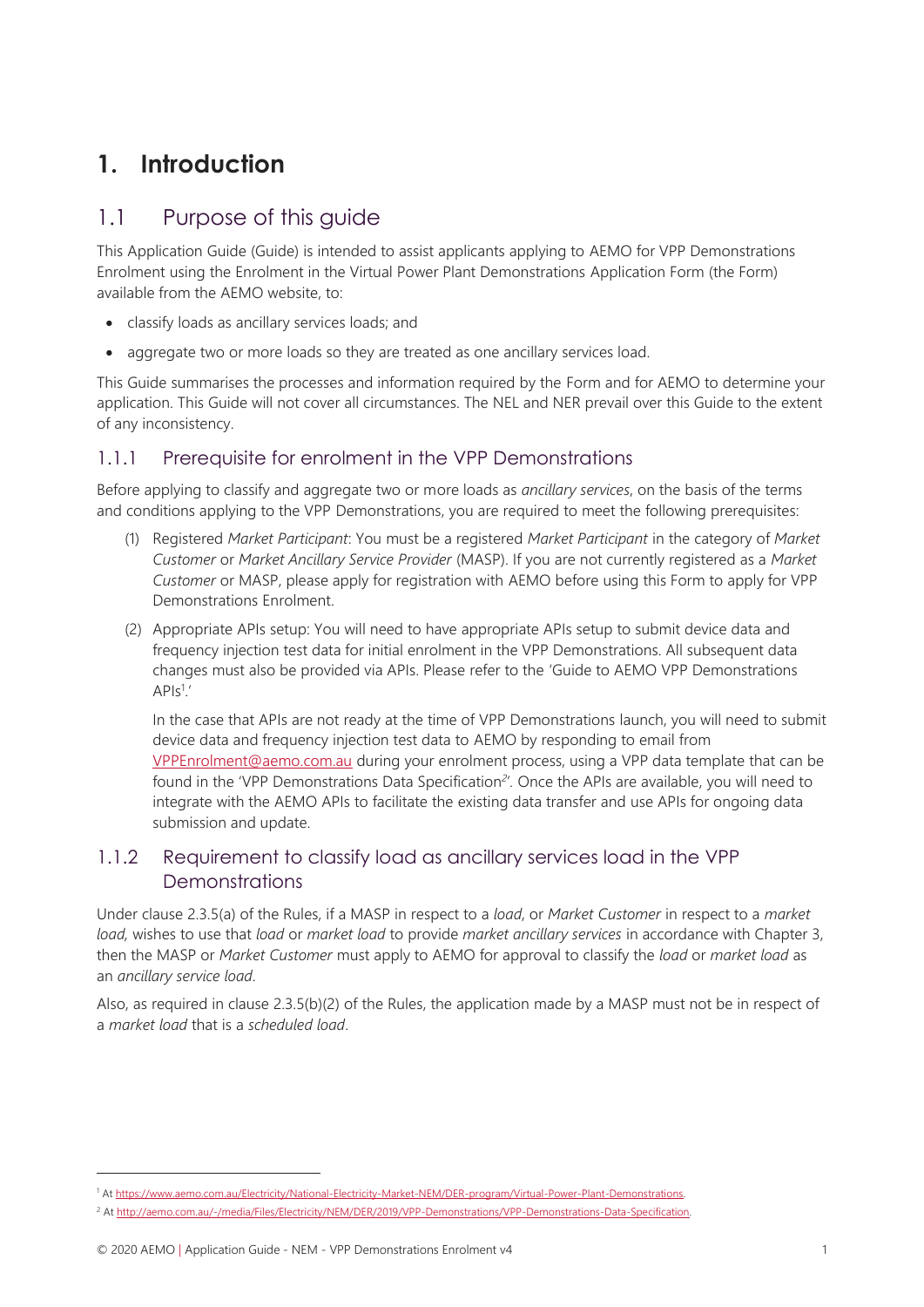# 1. Introduction

## 1.1 Purpose of this guide

This Application Guide (Guide) is intended to assist applicants applying to AEMO for VPP Demonstrations Enrolment using the Enrolment in the Virtual Power Plant Demonstrations Application Form (the Form) available from the AEMO website, to:

- classify loads as ancillary services loads; and
- aggregate two or more loads so they are treated as one ancillary services load.

This Guide summarises the processes and information required by the Form and for AEMO to determine your application. This Guide will not cover all circumstances. The NEL and NER prevail over this Guide to the extent of any inconsistency.

### 1.1.1 Prerequisite for enrolment in the VPP Demonstrations

Before applying to classify and aggregate two or more loads as *ancillary services*, on the basis of the terms and conditions applying to the VPP Demonstrations, you are required to meet the following prerequisites:

(1) Registered *Market Participant*: You must be a registered *Market Participant* in the category of *Market Customer* or *Market Ancillary Service Provider* (MASP). If you are not currently registered as a *Market Customer* or MASP, please apply for registration with AEMO before using this Form to apply for VPP Demonstrations Enrolment.

(2) Appropriate APIs setup: You will need to have appropriate APIs setup to submit device data and frequency injection test data for initial enrolment in the VPP Demonstrations. All subsequent data changes must also be provided via APIs. Please refer to the 'Guide to AEMO VPP Demonstrations APIs[1].'

In the case that APIs are not ready at the time of VPP Demonstrations launch, you will need to submit device data and frequency injection test data to AEMO by responding to email from VPPEnrolment@aemo.com.au during your enrolment process, using a VPP data template that can be found in the 'VPP Demonstrations Data Specification[2]'. Once the APIs are available, you will need to integrate with the AEMO APIs to facilitate the existing data transfer and use APIs for ongoing data submission and update.

### 1.1.2 Requirement to classify load as ancillary services load in the VPP Demonstrations

Under clause 2.3.5(a) of the Rules, if a MASP in respect to a *load*, or *Market Customer* in respect to a *market load*, wishes to use that *load* or *market load* to provide *market ancillary services* in accordance with Chapter 3, then the MASP or *Market Customer* must apply to AEMO for approval to classify the *load* or *market load* as an *ancillary service load*.

Also, as required in clause 2.3.5(b)(2) of the Rules, the application made by a MASP must not be in respect of a *market load* that is a *scheduled load*.

---

[1] At https://www.aemo.com.au/Electricity/National-Electricity-Market-NEM/DER-program/Virtual-Power-Plant-Demonstrations.

[2] At http://aemo.com.au/-/media/Files/Electricity/NEM/DER/2019/VPP-Demonstrations/VPP-Demonstrations-Data-Specification.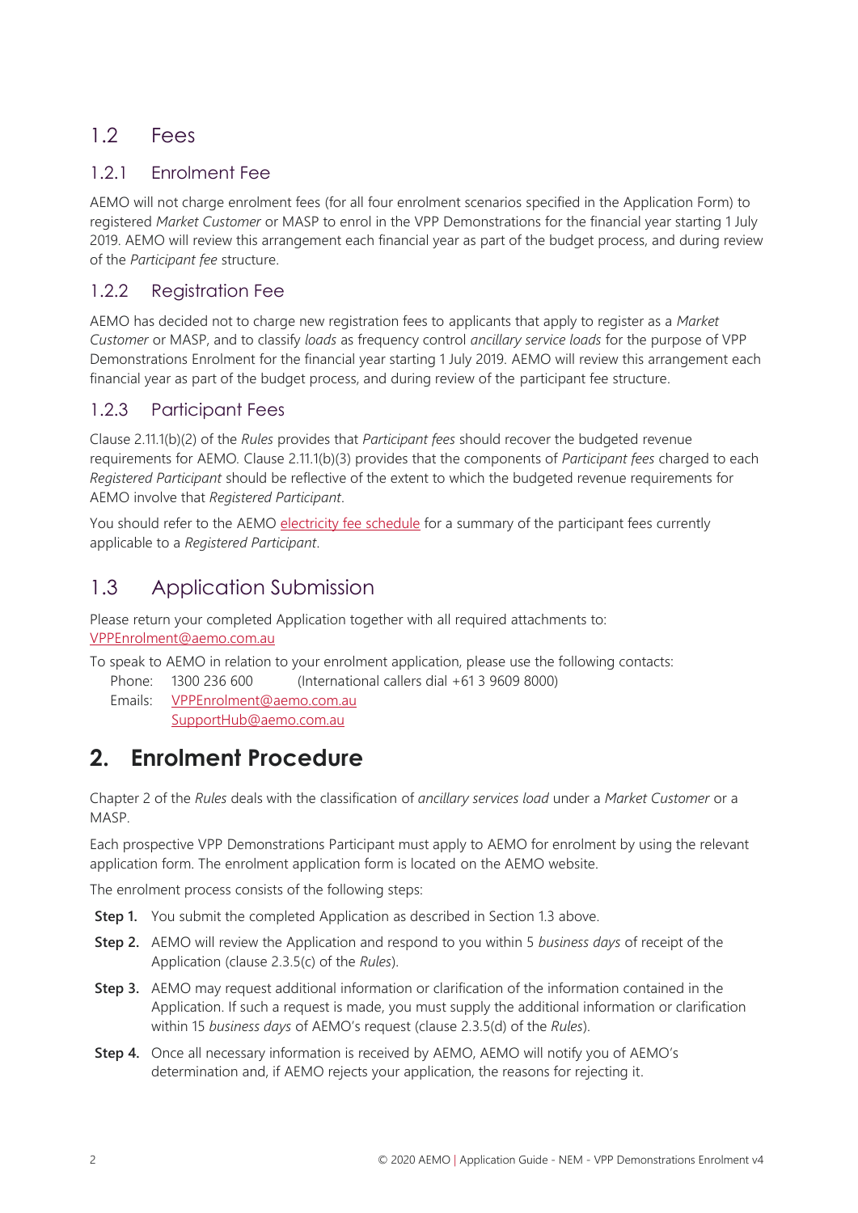## 1.2 Fees

### 1.2.1 Enrolment Fee

AEMO will not charge enrolment fees (for all four enrolment scenarios specified in the Application Form) to registered *Market Customer* or MASP to enrol in the VPP Demonstrations for the financial year starting 1 July 2019. AEMO will review this arrangement each financial year as part of the budget process, and during review of the *Participant fee* structure.

### 1.2.2 Registration Fee

AEMO has decided not to charge new registration fees to applicants that apply to register as a *Market Customer* or MASP, and to classify *loads* as frequency control *ancillary service loads* for the purpose of VPP Demonstrations Enrolment for the financial year starting 1 July 2019. AEMO will review this arrangement each financial year as part of the budget process, and during review of the participant fee structure.

### 1.2.3 Participant Fees

Clause 2.11.1(b)(2) of the *Rules* provides that *Participant fees* should recover the budgeted revenue requirements for AEMO. Clause 2.11.1(b)(3) provides that the components of *Participant fees* charged to each *Registered Participant* should be reflective of the extent to which the budgeted revenue requirements for AEMO involve that *Registered Participant*.

You should refer to the AEMO electricity fee schedule for a summary of the participant fees currently applicable to a *Registered Participant*.

## 1.3 Application Submission

Please return your completed Application together with all required attachments to: VPPEnrolment@aemo.com.au

To speak to AEMO in relation to your enrolment application, please use the following contacts:

Phone: 1300 236 600 (International callers dial +61 3 9609 8000)

Emails: VPPEnrolment@aemo.com.au
SupportHub@aemo.com.au

# 2. Enrolment Procedure

Chapter 2 of the *Rules* deals with the classification of *ancillary services load* under a *Market Customer* or a MASP.

Each prospective VPP Demonstrations Participant must apply to AEMO for enrolment by using the relevant application form. The enrolment application form is located on the AEMO website.

The enrolment process consists of the following steps:

**Step 1.** You submit the completed Application as described in Section 1.3 above.

**Step 2.** AEMO will review the Application and respond to you within 5 *business days* of receipt of the Application (clause 2.3.5(c) of the *Rules*).

**Step 3.** AEMO may request additional information or clarification of the information contained in the Application. If such a request is made, you must supply the additional information or clarification within 15 *business days* of AEMO's request (clause 2.3.5(d) of the *Rules*).

**Step 4.** Once all necessary information is received by AEMO, AEMO will notify you of AEMO's determination and, if AEMO rejects your application, the reasons for rejecting it.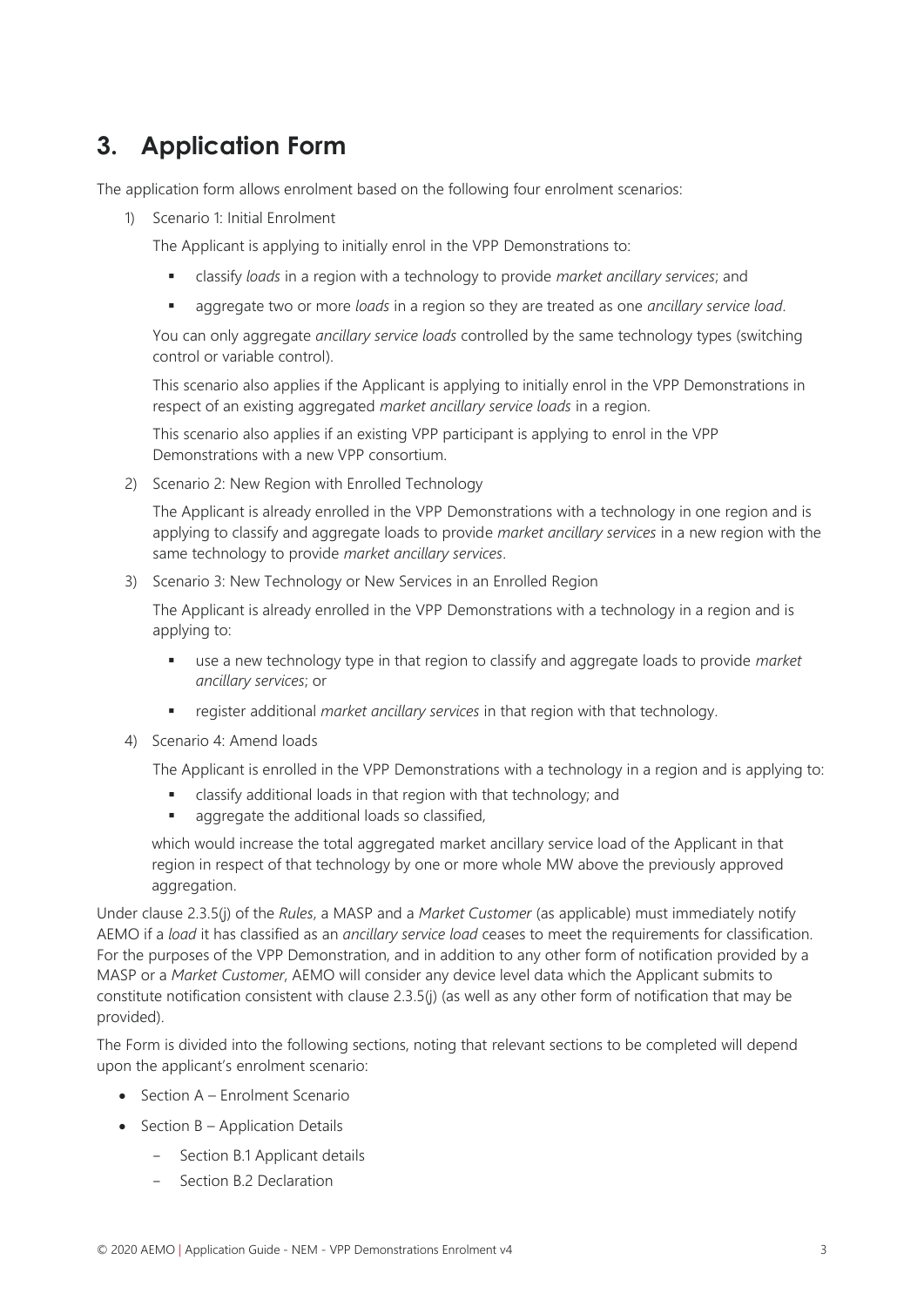## 3. Application Form

The application form allows enrolment based on the following four enrolment scenarios:

1) Scenario 1: Initial Enrolment

   The Applicant is applying to initially enrol in the VPP Demonstrations to:

   - classify *loads* in a region with a technology to provide *market ancillary services*; and
   - aggregate two or more *loads* in a region so they are treated as one *ancillary service load*.

   You can only aggregate *ancillary service loads* controlled by the same technology types (switching control or variable control).

   This scenario also applies if the Applicant is applying to initially enrol in the VPP Demonstrations in respect of an existing aggregated *market ancillary service loads* in a region.

   This scenario also applies if an existing VPP participant is applying to enrol in the VPP Demonstrations with a new VPP consortium.

2) Scenario 2: New Region with Enrolled Technology

   The Applicant is already enrolled in the VPP Demonstrations with a technology in one region and is applying to classify and aggregate loads to provide *market ancillary services* in a new region with the same technology to provide *market ancillary services*.

3) Scenario 3: New Technology or New Services in an Enrolled Region

   The Applicant is already enrolled in the VPP Demonstrations with a technology in a region and is applying to:

   - use a new technology type in that region to classify and aggregate loads to provide *market ancillary services*; or
   - register additional *market ancillary services* in that region with that technology.

4) Scenario 4: Amend loads

   The Applicant is enrolled in the VPP Demonstrations with a technology in a region and is applying to:

   - classify additional loads in that region with that technology; and
   - aggregate the additional loads so classified,

   which would increase the total aggregated market ancillary service load of the Applicant in that region in respect of that technology by one or more whole MW above the previously approved aggregation.

Under clause 2.3.5(j) of the *Rules*, a MASP and a *Market Customer* (as applicable) must immediately notify AEMO if a *load* it has classified as an *ancillary service load* ceases to meet the requirements for classification. For the purposes of the VPP Demonstration, and in addition to any other form of notification provided by a MASP or a *Market Customer*, AEMO will consider any device level data which the Applicant submits to constitute notification consistent with clause 2.3.5(j) (as well as any other form of notification that may be provided).

The Form is divided into the following sections, noting that relevant sections to be completed will depend upon the applicant's enrolment scenario:

- Section A – Enrolment Scenario
- Section B – Application Details
  - Section B.1 Applicant details
  - Section B.2 Declaration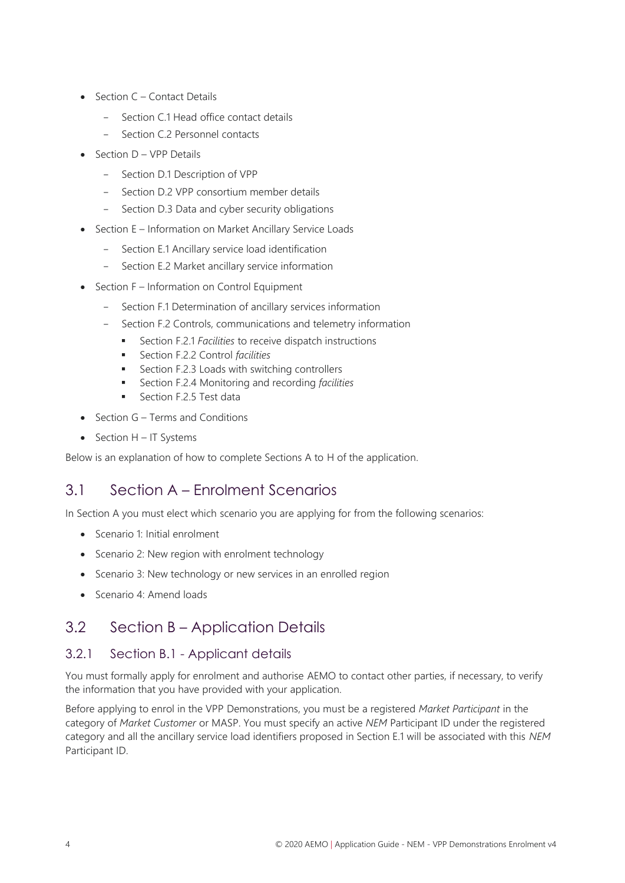- Section C – Contact Details
  - Section C.1 Head office contact details
  - Section C.2 Personnel contacts
- Section D – VPP Details
  - Section D.1 Description of VPP
  - Section D.2 VPP consortium member details
  - Section D.3 Data and cyber security obligations
- Section E – Information on Market Ancillary Service Loads
  - Section E.1 Ancillary service load identification
  - Section E.2 Market ancillary service information
- Section F – Information on Control Equipment
  - Section F.1 Determination of ancillary services information
  - Section F.2 Controls, communications and telemetry information
    - Section F.2.1 *Facilities* to receive dispatch instructions
    - Section F.2.2 Control *facilities*
    - Section F.2.3 Loads with switching controllers
    - Section F.2.4 Monitoring and recording *facilities*
    - Section F.2.5 Test data
- Section G – Terms and Conditions
- Section H – IT Systems

Below is an explanation of how to complete Sections A to H of the application.

## 3.1 Section A – Enrolment Scenarios

In Section A you must elect which scenario you are applying for from the following scenarios:

- Scenario 1: Initial enrolment
- Scenario 2: New region with enrolment technology
- Scenario 3: New technology or new services in an enrolled region
- Scenario 4: Amend loads

## 3.2 Section B – Application Details

### 3.2.1 Section B.1 - Applicant details

You must formally apply for enrolment and authorise AEMO to contact other parties, if necessary, to verify the information that you have provided with your application.

Before applying to enrol in the VPP Demonstrations, you must be a registered *Market Participant* in the category of *Market Customer* or MASP. You must specify an active *NEM* Participant ID under the registered category and all the ancillary service load identifiers proposed in Section E.1 will be associated with this *NEM* Participant ID.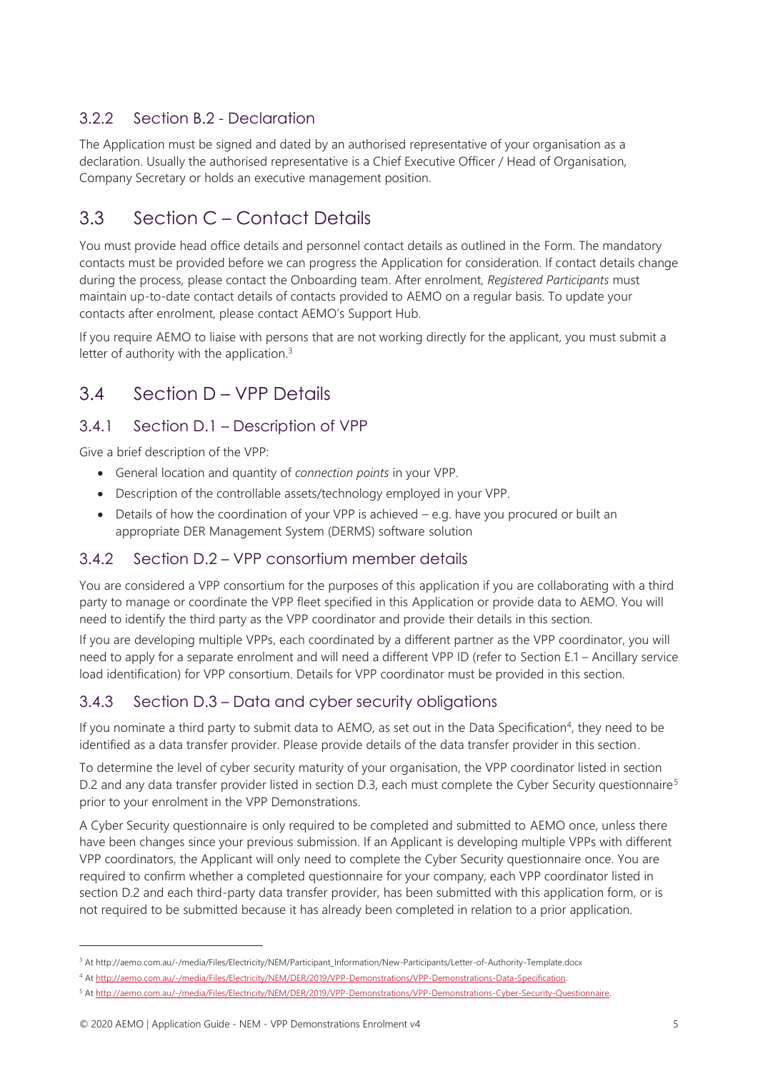### 3.2.2 Section B.2 - Declaration

The Application must be signed and dated by an authorised representative of your organisation as a declaration. Usually the authorised representative is a Chief Executive Officer / Head of Organisation, Company Secretary or holds an executive management position.

## 3.3 Section C – Contact Details

You must provide head office details and personnel contact details as outlined in the Form. The mandatory contacts must be provided before we can progress the Application for consideration. If contact details change during the process, please contact the Onboarding team. After enrolment, *Registered Participants* must maintain up-to-date contact details of contacts provided to AEMO on a regular basis. To update your contacts after enrolment, please contact AEMO's Support Hub.

If you require AEMO to liaise with persons that are not working directly for the applicant, you must submit a letter of authority with the application.[3]

## 3.4 Section D – VPP Details

### 3.4.1 Section D.1 – Description of VPP

Give a brief description of the VPP:

- General location and quantity of *connection points* in your VPP.
- Description of the controllable assets/technology employed in your VPP.
- Details of how the coordination of your VPP is achieved – e.g. have you procured or built an appropriate DER Management System (DERMS) software solution

### 3.4.2 Section D.2 – VPP consortium member details

You are considered a VPP consortium for the purposes of this application if you are collaborating with a third party to manage or coordinate the VPP fleet specified in this Application or provide data to AEMO. You will need to identify the third party as the VPP coordinator and provide their details in this section.

If you are developing multiple VPPs, each coordinated by a different partner as the VPP coordinator, you will need to apply for a separate enrolment and will need a different VPP ID (refer to Section E.1 – Ancillary service load identification) for VPP consortium. Details for VPP coordinator must be provided in this section.

### 3.4.3 Section D.3 – Data and cyber security obligations

If you nominate a third party to submit data to AEMO, as set out in the Data Specification[4], they need to be identified as a data transfer provider. Please provide details of the data transfer provider in this section.

To determine the level of cyber security maturity of your organisation, the VPP coordinator listed in section D.2 and any data transfer provider listed in section D.3, each must complete the Cyber Security questionnaire[5] prior to your enrolment in the VPP Demonstrations.

A Cyber Security questionnaire is only required to be completed and submitted to AEMO once, unless there have been changes since your previous submission. If an Applicant is developing multiple VPPs with different VPP coordinators, the Applicant will only need to complete the Cyber Security questionnaire once. You are required to confirm whether a completed questionnaire for your company, each VPP coordinator listed in section D.2 and each third-party data transfer provider, has been submitted with this application form, or is not required to be submitted because it has already been completed in relation to a prior application.

---

[3] At http://aemo.com.au/-/media/Files/Electricity/NEM/Participant_Information/New-Participants/Letter-of-Authority-Template.docx

[4] At http://aemo.com.au/-/media/Files/Electricity/NEM/DER/2019/VPP-Demonstrations/VPP-Demonstrations-Data-Specification.

[5] At http://aemo.com.au/-/media/Files/Electricity/NEM/DER/2019/VPP-Demonstrations/VPP-Demonstrations-Cyber-Security-Questionnaire.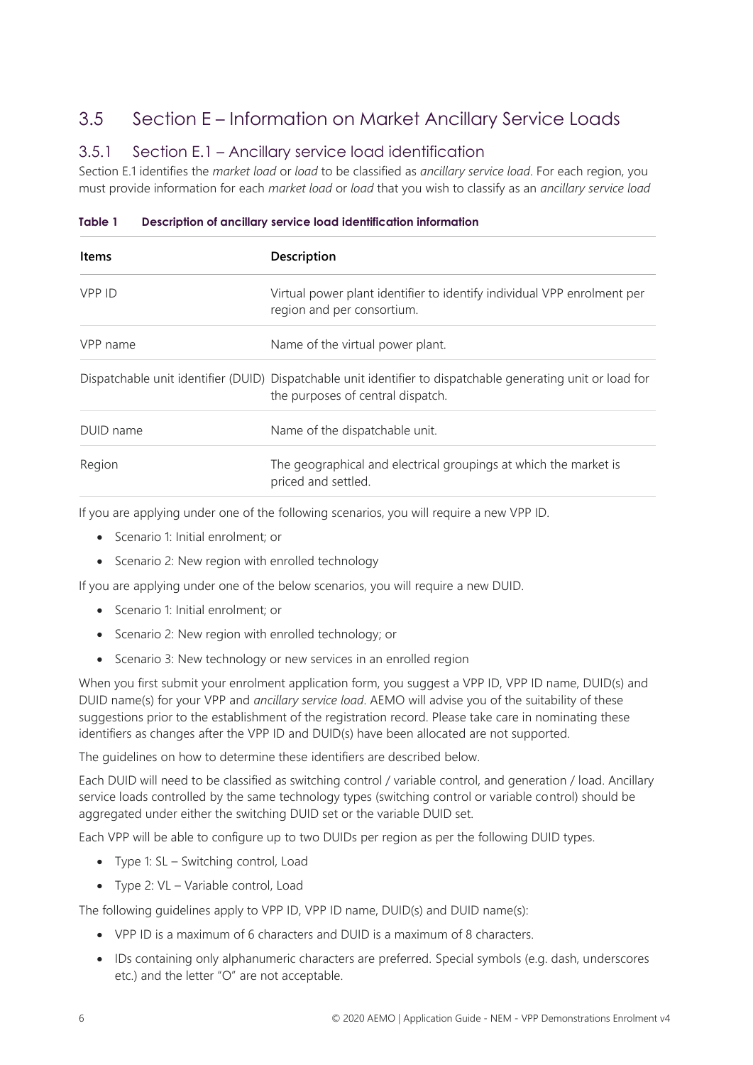## 3.5 Section E – Information on Market Ancillary Service Loads

### 3.5.1 Section E.1 – Ancillary service load identification

Section E.1 identifies the *market load* or *load* to be classified as *ancillary service load*. For each region, you must provide information for each *market load* or *load* that you wish to classify as an *ancillary service load*

**Table 1 Description of ancillary service load identification information**

| Items | Description |
|---|---|
| VPP ID | Virtual power plant identifier to identify individual VPP enrolment per region and per consortium. |
| VPP name | Name of the virtual power plant. |
| Dispatchable unit identifier (DUID) | Dispatchable unit identifier to dispatchable generating unit or load for the purposes of central dispatch. |
| DUID name | Name of the dispatchable unit. |
| Region | The geographical and electrical groupings at which the market is priced and settled. |

If you are applying under one of the following scenarios, you will require a new VPP ID.

- Scenario 1: Initial enrolment; or
- Scenario 2: New region with enrolled technology

If you are applying under one of the below scenarios, you will require a new DUID.

- Scenario 1: Initial enrolment; or
- Scenario 2: New region with enrolled technology; or
- Scenario 3: New technology or new services in an enrolled region

When you first submit your enrolment application form, you suggest a VPP ID, VPP ID name, DUID(s) and DUID name(s) for your VPP and *ancillary service load*. AEMO will advise you of the suitability of these suggestions prior to the establishment of the registration record. Please take care in nominating these identifiers as changes after the VPP ID and DUID(s) have been allocated are not supported.

The guidelines on how to determine these identifiers are described below.

Each DUID will need to be classified as switching control / variable control, and generation / load. Ancillary service loads controlled by the same technology types (switching control or variable control) should be aggregated under either the switching DUID set or the variable DUID set.

Each VPP will be able to configure up to two DUIDs per region as per the following DUID types.

- Type 1: SL – Switching control, Load
- Type 2: VL – Variable control, Load

The following guidelines apply to VPP ID, VPP ID name, DUID(s) and DUID name(s):

- VPP ID is a maximum of 6 characters and DUID is a maximum of 8 characters.
- IDs containing only alphanumeric characters are preferred. Special symbols (e.g. dash, underscores etc.) and the letter "O" are not acceptable.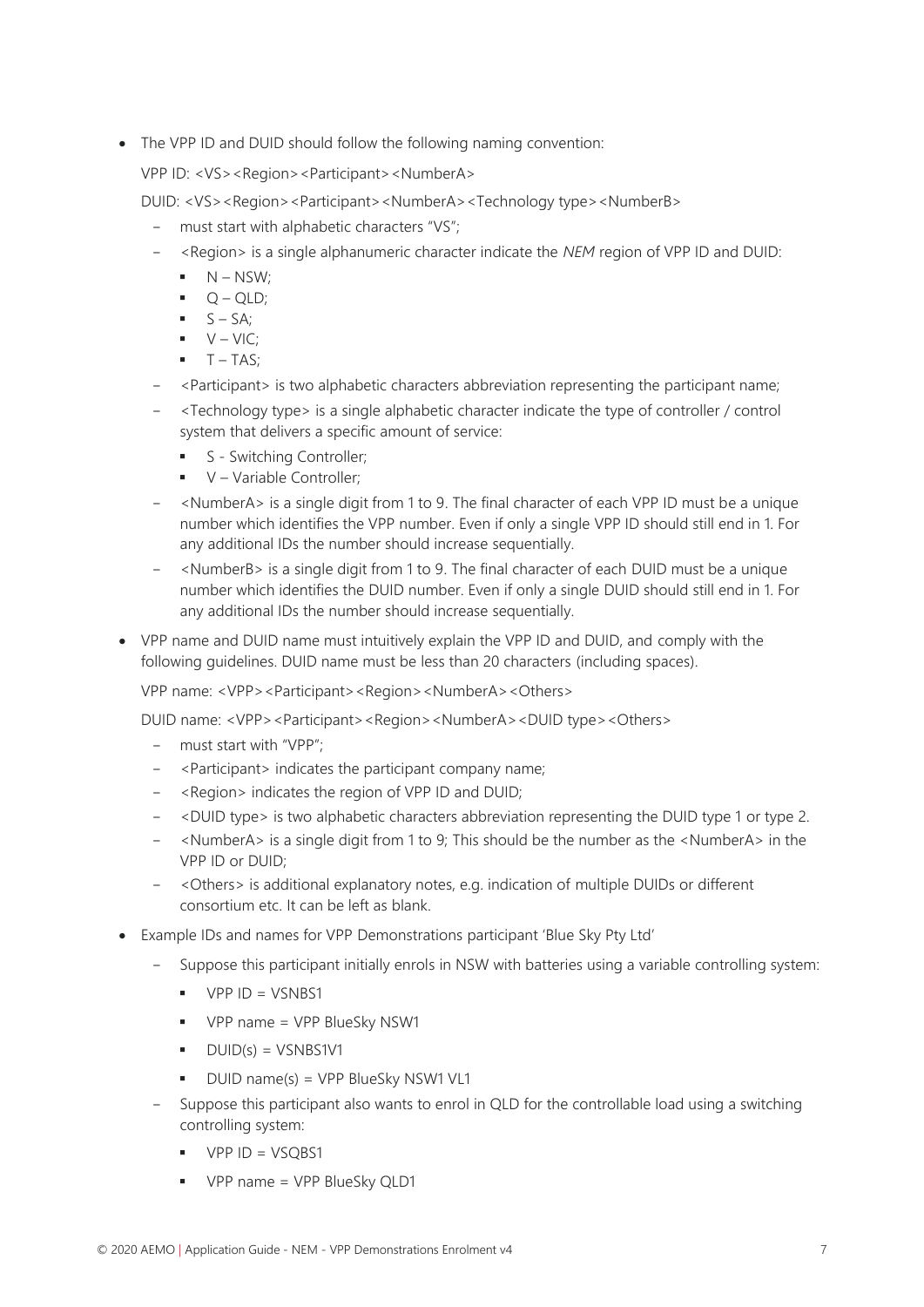- The VPP ID and DUID should follow the following naming convention:

  VPP ID: <VS><Region><Participant><NumberA>

  DUID: <VS><Region><Participant><NumberA><Technology type><NumberB>

  - must start with alphabetic characters "VS";
  - <Region> is a single alphanumeric character indicate the *NEM* region of VPP ID and DUID:
    - N – NSW;
    - Q – QLD;
    - S – SA;
    - V – VIC;
    - T – TAS;
  - <Participant> is two alphabetic characters abbreviation representing the participant name;
  - <Technology type> is a single alphabetic character indicate the type of controller / control system that delivers a specific amount of service:
    - S - Switching Controller;
    - V – Variable Controller;
  - <NumberA> is a single digit from 1 to 9. The final character of each VPP ID must be a unique number which identifies the VPP number. Even if only a single VPP ID should still end in 1. For any additional IDs the number should increase sequentially.
  - <NumberB> is a single digit from 1 to 9. The final character of each DUID must be a unique number which identifies the DUID number. Even if only a single DUID should still end in 1. For any additional IDs the number should increase sequentially.
- VPP name and DUID name must intuitively explain the VPP ID and DUID, and comply with the following guidelines. DUID name must be less than 20 characters (including spaces).

  VPP name: <VPP><Participant><Region><NumberA><Others>

  DUID name: <VPP><Participant><Region><NumberA><DUID type><Others>

  - must start with "VPP";
  - <Participant> indicates the participant company name;
  - <Region> indicates the region of VPP ID and DUID;
  - <DUID type> is two alphabetic characters abbreviation representing the DUID type 1 or type 2.
  - <NumberA> is a single digit from 1 to 9; This should be the number as the <NumberA> in the VPP ID or DUID;
  - <Others> is additional explanatory notes, e.g. indication of multiple DUIDs or different consortium etc. It can be left as blank.
- Example IDs and names for VPP Demonstrations participant 'Blue Sky Pty Ltd'
  - Suppose this participant initially enrols in NSW with batteries using a variable controlling system:
    - VPP ID = VSNBS1
    - VPP name = VPP BlueSky NSW1
    - DUID(s) = VSNBS1V1
    - DUID name(s) = VPP BlueSky NSW1 VL1
  - Suppose this participant also wants to enrol in QLD for the controllable load using a switching controlling system:
    - VPP ID = VSQBS1
    - VPP name = VPP BlueSky QLD1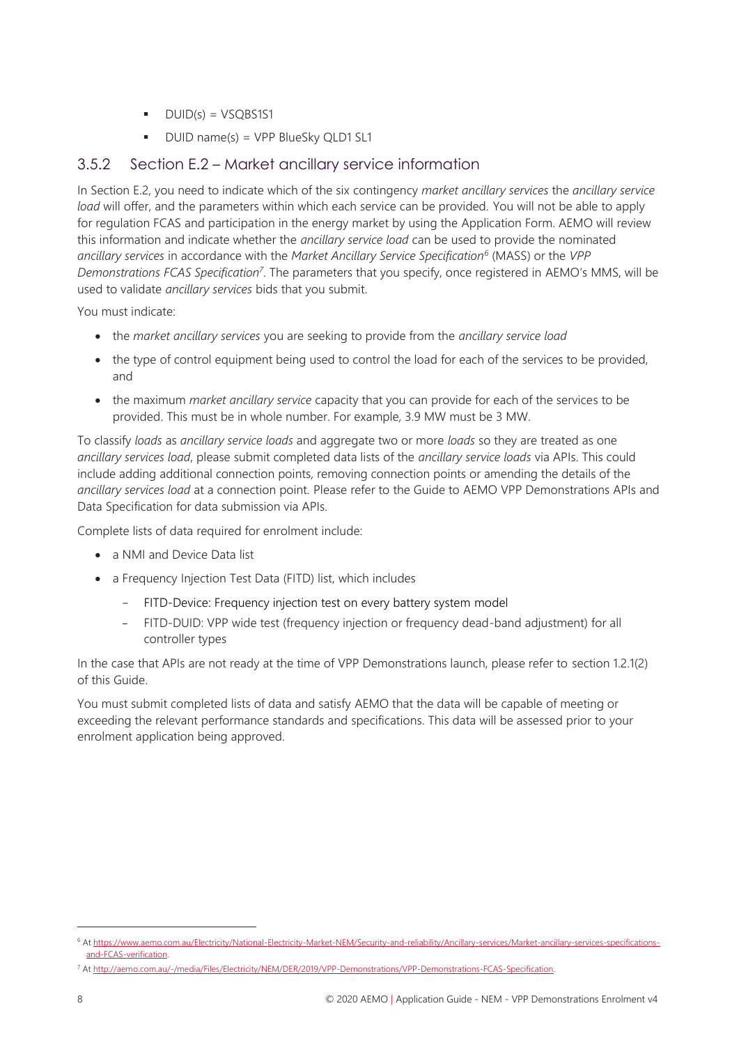- DUID(s) = VSQBS1S1
- DUID name(s) = VPP BlueSky QLD1 SL1

### 3.5.2 Section E.2 – Market ancillary service information

In Section E.2, you need to indicate which of the six contingency *market ancillary services* the *ancillary service load* will offer, and the parameters within which each service can be provided. You will not be able to apply for regulation FCAS and participation in the energy market by using the Application Form. AEMO will review this information and indicate whether the *ancillary service load* can be used to provide the nominated *ancillary services* in accordance with the *Market Ancillary Service Specification*[6] (MASS) or the *VPP Demonstrations FCAS Specification*[7]. The parameters that you specify, once registered in AEMO's MMS, will be used to validate *ancillary services* bids that you submit.

You must indicate:

- the *market ancillary services* you are seeking to provide from the *ancillary service load*
- the type of control equipment being used to control the load for each of the services to be provided, and
- the maximum *market ancillary service* capacity that you can provide for each of the services to be provided. This must be in whole number. For example, 3.9 MW must be 3 MW.

To classify *loads* as *ancillary service loads* and aggregate two or more *loads* so they are treated as one *ancillary services load*, please submit completed data lists of the *ancillary service loads* via APIs. This could include adding additional connection points, removing connection points or amending the details of the *ancillary services load* at a connection point. Please refer to the Guide to AEMO VPP Demonstrations APIs and Data Specification for data submission via APIs.

Complete lists of data required for enrolment include:

- a NMI and Device Data list
- a Frequency Injection Test Data (FITD) list, which includes
  - FITD-Device: Frequency injection test on every battery system model
  - FITD-DUID: VPP wide test (frequency injection or frequency dead-band adjustment) for all controller types

In the case that APIs are not ready at the time of VPP Demonstrations launch, please refer to section 1.2.1(2) of this Guide.

You must submit completed lists of data and satisfy AEMO that the data will be capable of meeting or exceeding the relevant performance standards and specifications. This data will be assessed prior to your enrolment application being approved.

---

[6] At https://www.aemo.com.au/Electricity/National-Electricity-Market-NEM/Security-and-reliability/Ancillary-services/Market-ancillary-services-specifications-and-FCAS-verification.

[7] At http://aemo.com.au/-/media/Files/Electricity/NEM/DER/2019/VPP-Demonstrations/VPP-Demonstrations-FCAS-Specification.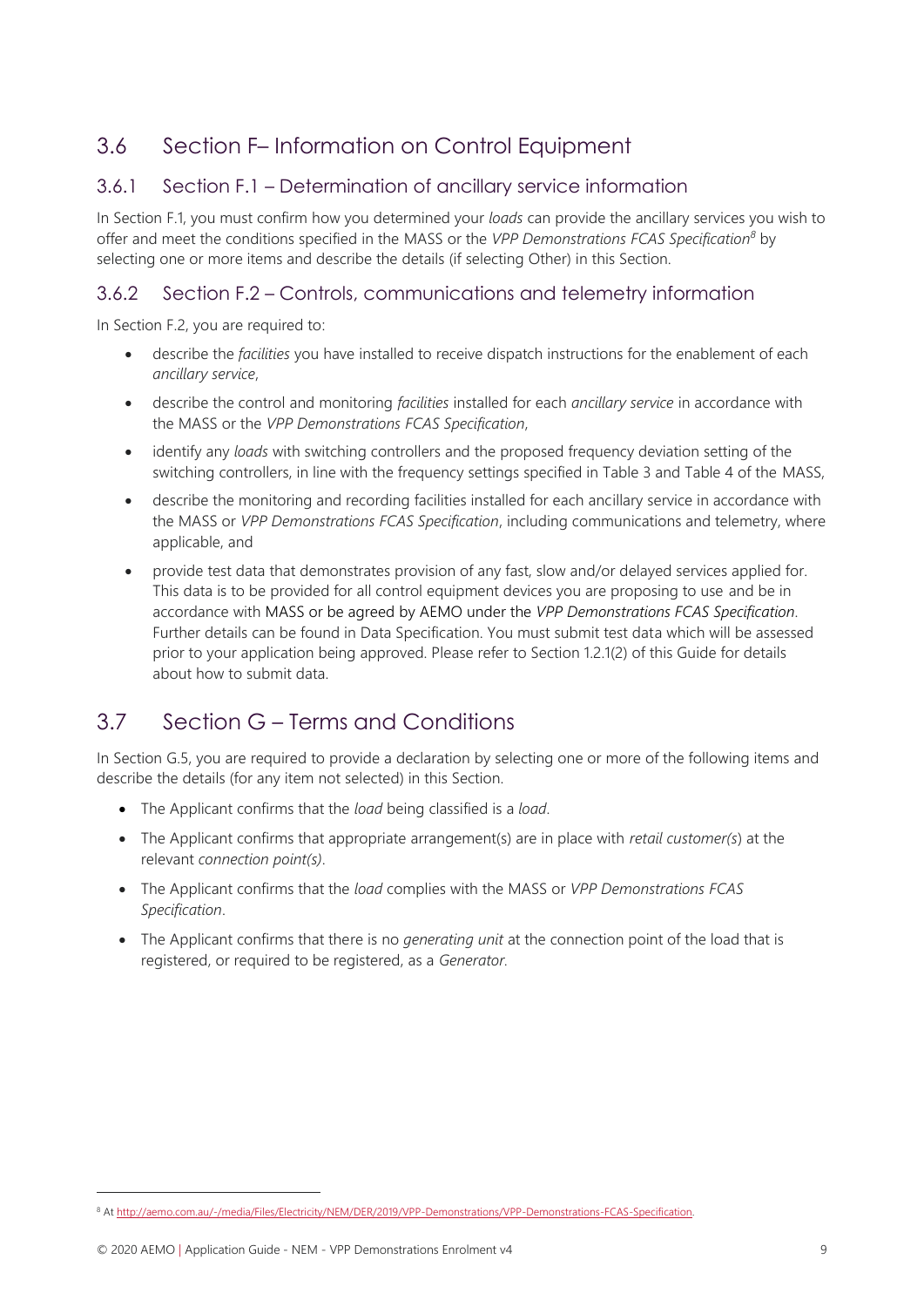## 3.6 Section F– Information on Control Equipment

### 3.6.1 Section F.1 – Determination of ancillary service information

In Section F.1, you must confirm how you determined your *loads* can provide the ancillary services you wish to offer and meet the conditions specified in the MASS or the *VPP Demonstrations FCAS Specification*[8] by selecting one or more items and describe the details (if selecting Other) in this Section.

### 3.6.2 Section F.2 – Controls, communications and telemetry information

In Section F.2, you are required to:

- describe the *facilities* you have installed to receive dispatch instructions for the enablement of each *ancillary service*,
- describe the control and monitoring *facilities* installed for each *ancillary service* in accordance with the MASS or the *VPP Demonstrations FCAS Specification*,
- identify any *loads* with switching controllers and the proposed frequency deviation setting of the switching controllers, in line with the frequency settings specified in Table 3 and Table 4 of the MASS,
- describe the monitoring and recording facilities installed for each ancillary service in accordance with the MASS or *VPP Demonstrations FCAS Specification*, including communications and telemetry, where applicable, and
- provide test data that demonstrates provision of any fast, slow and/or delayed services applied for. This data is to be provided for all control equipment devices you are proposing to use and be in accordance with MASS or be agreed by AEMO under the *VPP Demonstrations FCAS Specification*. Further details can be found in Data Specification. You must submit test data which will be assessed prior to your application being approved. Please refer to Section 1.2.1(2) of this Guide for details about how to submit data.

## 3.7 Section G – Terms and Conditions

In Section G.5, you are required to provide a declaration by selecting one or more of the following items and describe the details (for any item not selected) in this Section.

- The Applicant confirms that the *load* being classified is a *load*.
- The Applicant confirms that appropriate arrangement(s) are in place with *retail customer(s*) at the relevant *connection point(s)*.
- The Applicant confirms that the *load* complies with the MASS or *VPP Demonstrations FCAS Specification*.
- The Applicant confirms that there is no *generating unit* at the connection point of the load that is registered, or required to be registered, as a *Generator*.

---

[8] At http://aemo.com.au/-/media/Files/Electricity/NEM/DER/2019/VPP-Demonstrations/VPP-Demonstrations-FCAS-Specification.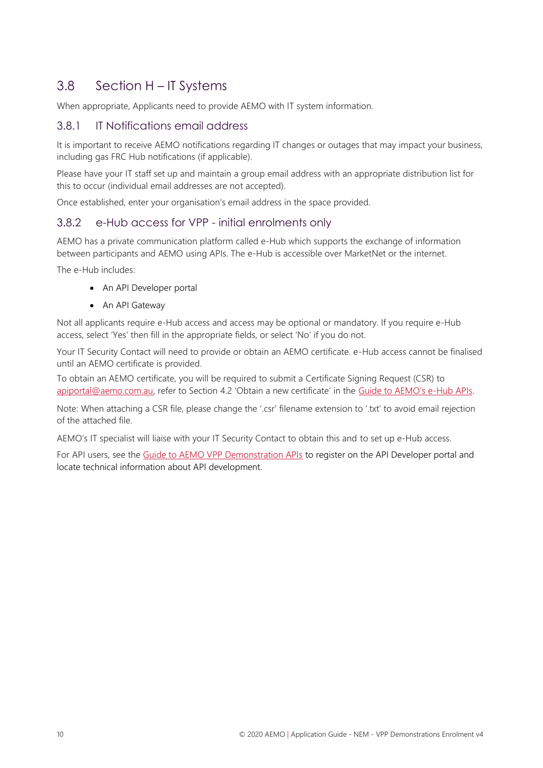## 3.8 Section H – IT Systems

When appropriate, Applicants need to provide AEMO with IT system information.

### 3.8.1 IT Notifications email address

It is important to receive AEMO notifications regarding IT changes or outages that may impact your business, including gas FRC Hub notifications (if applicable).

Please have your IT staff set up and maintain a group email address with an appropriate distribution list for this to occur (individual email addresses are not accepted).

Once established, enter your organisation's email address in the space provided.

### 3.8.2 e-Hub access for VPP - initial enrolments only

AEMO has a private communication platform called e-Hub which supports the exchange of information between participants and AEMO using APIs. The e-Hub is accessible over MarketNet or the internet.

The e-Hub includes:

- An API Developer portal
- An API Gateway

Not all applicants require e-Hub access and access may be optional or mandatory. If you require e-Hub access, select 'Yes' then fill in the appropriate fields, or select 'No' if you do not.

Your IT Security Contact will need to provide or obtain an AEMO certificate. e-Hub access cannot be finalised until an AEMO certificate is provided.

To obtain an AEMO certificate, you will be required to submit a Certificate Signing Request (CSR) to apiportal@aemo.com.au, refer to Section 4.2 'Obtain a new certificate' in the Guide to AEMO's e-Hub APIs.

Note: When attaching a CSR file, please change the '.csr' filename extension to '.txt' to avoid email rejection of the attached file.

AEMO's IT specialist will liaise with your IT Security Contact to obtain this and to set up e-Hub access.

For API users, see the Guide to AEMO VPP Demonstration APIs to register on the API Developer portal and locate technical information about API development.